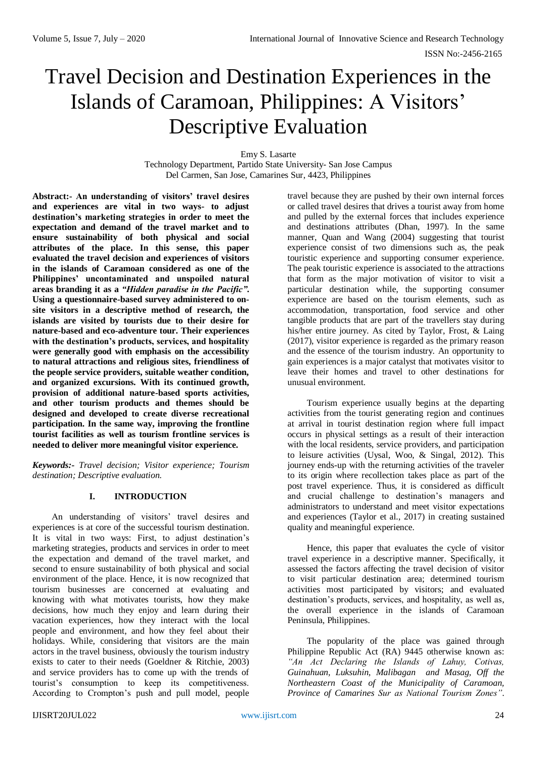# Travel Decision and Destination Experiences in the Islands of Caramoan, Philippines: A Visitors' Descriptive Evaluation

Emy S. Lasarte
Technology Department, Partido State University- San Jose Campus
Del Carmen, San Jose, Camarines Sur, 4423, Philippines

**Abstract:- An understanding of visitors' travel desires and experiences are vital in two ways- to adjust destination's marketing strategies in order to meet the expectation and demand of the travel market and to ensure sustainability of both physical and social attributes of the place. In this sense, this paper evaluated the travel decision and experiences of visitors in the islands of Caramoan considered as one of the Philippines' uncontaminated and unspoiled natural areas branding it as a *"Hidden paradise in the Pacific"*. Using a questionnaire-based survey administered to on-site visitors in a descriptive method of research, the islands are visited by tourists due to their desire for nature-based and eco-adventure tour. Their experiences with the destination's products, services, and hospitality were generally good with emphasis on the accessibility to natural attractions and religious sites, friendliness of the people service providers, suitable weather condition, and organized excursions. With its continued growth, provision of additional nature-based sports activities, and other tourism products and themes should be designed and developed to create diverse recreational participation. In the same way, improving the frontline tourist facilities as well as tourism frontline services is needed to deliver more meaningful visitor experience.**

***Keywords:-*** *Travel decision; Visitor experience; Tourism destination; Descriptive evaluation.*

## I. INTRODUCTION

An understanding of visitors' travel desires and experiences is at core of the successful tourism destination. It is vital in two ways: First, to adjust destination's marketing strategies, products and services in order to meet the expectation and demand of the travel market, and second to ensure sustainability of both physical and social environment of the place. Hence, it is now recognized that tourism businesses are concerned at evaluating and knowing with what motivates tourists, how they make decisions, how much they enjoy and learn during their vacation experiences, how they interact with the local people and environment, and how they feel about their holidays. While, considering that visitors are the main actors in the travel business, obviously the tourism industry exists to cater to their needs (Goeldner & Ritchie, 2003) and service providers has to come up with the trends of tourist's consumption to keep its competitiveness. According to Crompton's push and pull model, people travel because they are pushed by their own internal forces or called travel desires that drives a tourist away from home and pulled by the external forces that includes experience and destinations attributes (Dhan, 1997). In the same manner, Quan and Wang (2004) suggesting that tourist experience consist of two dimensions such as, the peak touristic experience and supporting consumer experience. The peak touristic experience is associated to the attractions that form as the major motivation of visitor to visit a particular destination while, the supporting consumer experience are based on the tourism elements, such as accommodation, transportation, food service and other tangible products that are part of the travellers stay during his/her entire journey. As cited by Taylor, Frost, & Laing (2017), visitor experience is regarded as the primary reason and the essence of the tourism industry. An opportunity to gain experiences is a major catalyst that motivates visitor to leave their homes and travel to other destinations for unusual environment.

Tourism experience usually begins at the departing activities from the tourist generating region and continues at arrival in tourist destination region where full impact occurs in physical settings as a result of their interaction with the local residents, service providers, and participation to leisure activities (Uysal, Woo, & Singal, 2012). This journey ends-up with the returning activities of the traveler to its origin where recollection takes place as part of the post travel experience. Thus, it is considered as difficult and crucial challenge to destination's managers and administrators to understand and meet visitor expectations and experiences (Taylor et al., 2017) in creating sustained quality and meaningful experience.

Hence, this paper that evaluates the cycle of visitor travel experience in a descriptive manner. Specifically, it assessed the factors affecting the travel decision of visitor to visit particular destination area; determined tourism activities most participated by visitors; and evaluated destination's products, services, and hospitality, as well as, the overall experience in the islands of Caramoan Peninsula, Philippines.

The popularity of the place was gained through Philippine Republic Act (RA) 9445 otherwise known as: *"An Act Declaring the Islands of Lahuy, Cotivas, Guinahuan, Luksuhin, Malibagan and Masag, Off the Northeastern Coast of the Municipality of Caramoan, Province of Camarines Sur as National Tourism Zones"*.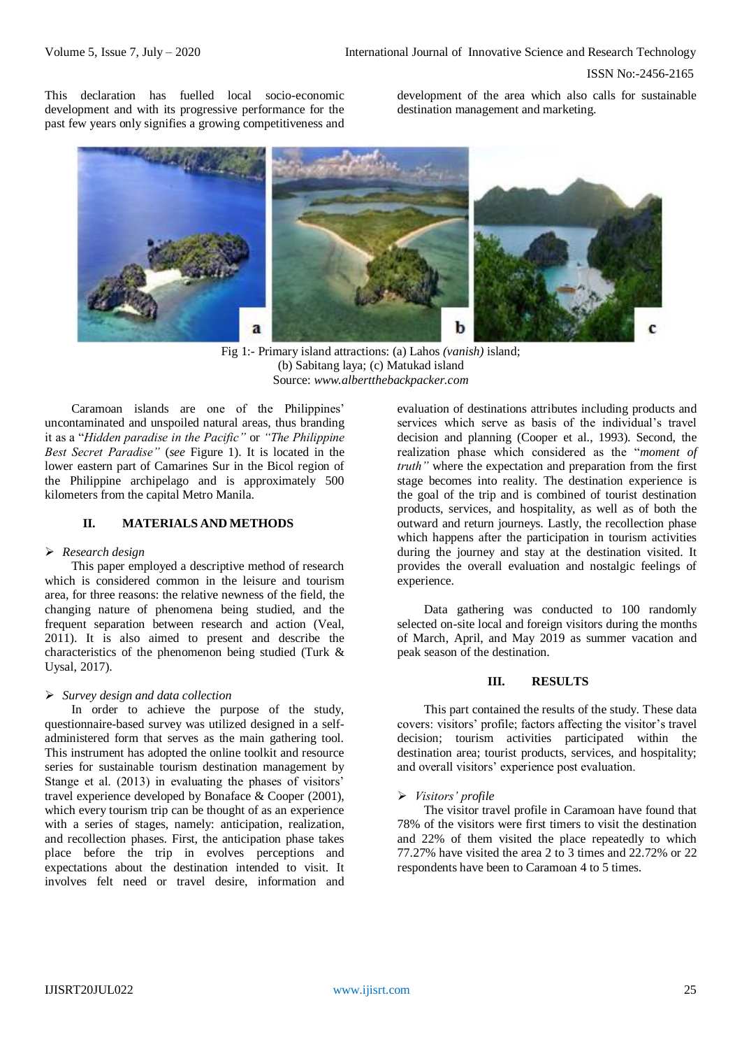This declaration has fuelled local socio-economic development and with its progressive performance for the past few years only signifies a growing competitiveness and development of the area which also calls for sustainable destination management and marketing.

Fig 1:- Primary island attractions: (a) Lahos *(vanish)* island; (b) Sabitang laya; (c) Matukad island
Source: *www.albertthebackpacker.com*

Caramoan islands are one of the Philippines' uncontaminated and unspoiled natural areas, thus branding it as a "*Hidden paradise in the Pacific"* or *"The Philippine Best Secret Paradise"* (*see* Figure 1). It is located in the lower eastern part of Camarines Sur in the Bicol region of the Philippine archipelago and is approximately 500 kilometers from the capital Metro Manila.

## II. MATERIALS AND METHODS

### *Research design*

This paper employed a descriptive method of research which is considered common in the leisure and tourism area, for three reasons: the relative newness of the field, the changing nature of phenomena being studied, and the frequent separation between research and action (Veal, 2011). It is also aimed to present and describe the characteristics of the phenomenon being studied (Turk & Uysal, 2017).

### *Survey design and data collection*

In order to achieve the purpose of the study, questionnaire-based survey was utilized designed in a self-administered form that serves as the main gathering tool. This instrument has adopted the online toolkit and resource series for sustainable tourism destination management by Stange et al. (2013) in evaluating the phases of visitors' travel experience developed by Bonaface & Cooper (2001), which every tourism trip can be thought of as an experience with a series of stages, namely: anticipation, realization, and recollection phases. First, the anticipation phase takes place before the trip in evolves perceptions and expectations about the destination intended to visit. It involves felt need or travel desire, information and evaluation of destinations attributes including products and services which serve as basis of the individual's travel decision and planning (Cooper et al., 1993). Second, the realization phase which considered as the "*moment of truth"* where the expectation and preparation from the first stage becomes into reality. The destination experience is the goal of the trip and is combined of tourist destination products, services, and hospitality, as well as of both the outward and return journeys. Lastly, the recollection phase which happens after the participation in tourism activities during the journey and stay at the destination visited. It provides the overall evaluation and nostalgic feelings of experience.

Data gathering was conducted to 100 randomly selected on-site local and foreign visitors during the months of March, April, and May 2019 as summer vacation and peak season of the destination.

## III. RESULTS

This part contained the results of the study. These data covers: visitors' profile; factors affecting the visitor's travel decision; tourism activities participated within the destination area; tourist products, services, and hospitality; and overall visitors' experience post evaluation.

### *Visitors' profile*

The visitor travel profile in Caramoan have found that 78% of the visitors were first timers to visit the destination and 22% of them visited the place repeatedly to which 77.27% have visited the area 2 to 3 times and 22.72% or 22 respondents have been to Caramoan 4 to 5 times.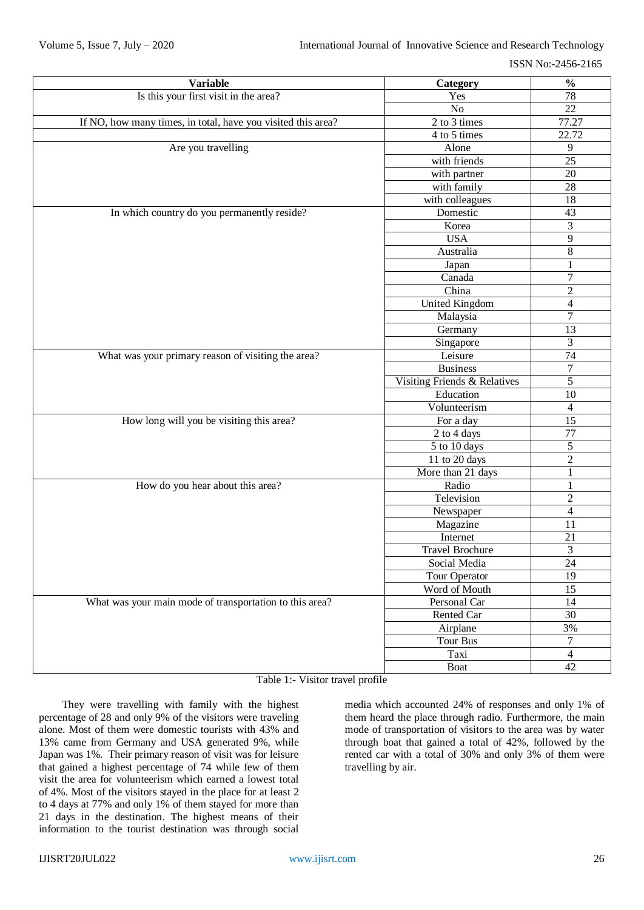| Variable | Category | % |
|---|---|---|
| Is this your first visit in the area? | Yes | 78 |
| | No | 22 |
| If NO, how many times, in total, have you visited this area? | 2 to 3 times | 77.27 |
| | 4 to 5 times | 22.72 |
| Are you travelling | Alone | 9 |
| | with friends | 25 |
| | with partner | 20 |
| | with family | 28 |
| | with colleagues | 18 |
| In which country do you permanently reside? | Domestic | 43 |
| | Korea | 3 |
| | USA | 9 |
| | Australia | 8 |
| | Japan | 1 |
| | Canada | 7 |
| | China | 2 |
| | United Kingdom | 4 |
| | Malaysia | 7 |
| | Germany | 13 |
| | Singapore | 3 |
| What was your primary reason of visiting the area? | Leisure | 74 |
| | Business | 7 |
| | Visiting Friends & Relatives | 5 |
| | Education | 10 |
| | Volunteerism | 4 |
| How long will you be visiting this area? | For a day | 15 |
| | 2 to 4 days | 77 |
| | 5 to 10 days | 5 |
| | 11 to 20 days | 2 |
| | More than 21 days | 1 |
| How do you hear about this area? | Radio | 1 |
| | Television | 2 |
| | Newspaper | 4 |
| | Magazine | 11 |
| | Internet | 21 |
| | Travel Brochure | 3 |
| | Social Media | 24 |
| | Tour Operator | 19 |
| | Word of Mouth | 15 |
| What was your main mode of transportation to this area? | Personal Car | 14 |
| | Rented Car | 30 |
| | Airplane | 3% |
| | Tour Bus | 7 |
| | Taxi | 4 |
| | Boat | 42 |

Table 1:- Visitor travel profile

They were travelling with family with the highest percentage of 28 and only 9% of the visitors were traveling alone. Most of them were domestic tourists with 43% and 13% came from Germany and USA generated 9%, while Japan was 1%. Their primary reason of visit was for leisure that gained a highest percentage of 74 while few of them visit the area for volunteerism which earned a lowest total of 4%. Most of the visitors stayed in the place for at least 2 to 4 days at 77% and only 1% of them stayed for more than 21 days in the destination. The highest means of their information to the tourist destination was through social media which accounted 24% of responses and only 1% of them heard the place through radio. Furthermore, the main mode of transportation of visitors to the area was by water through boat that gained a total of 42%, followed by the rented car with a total of 30% and only 3% of them were travelling by air.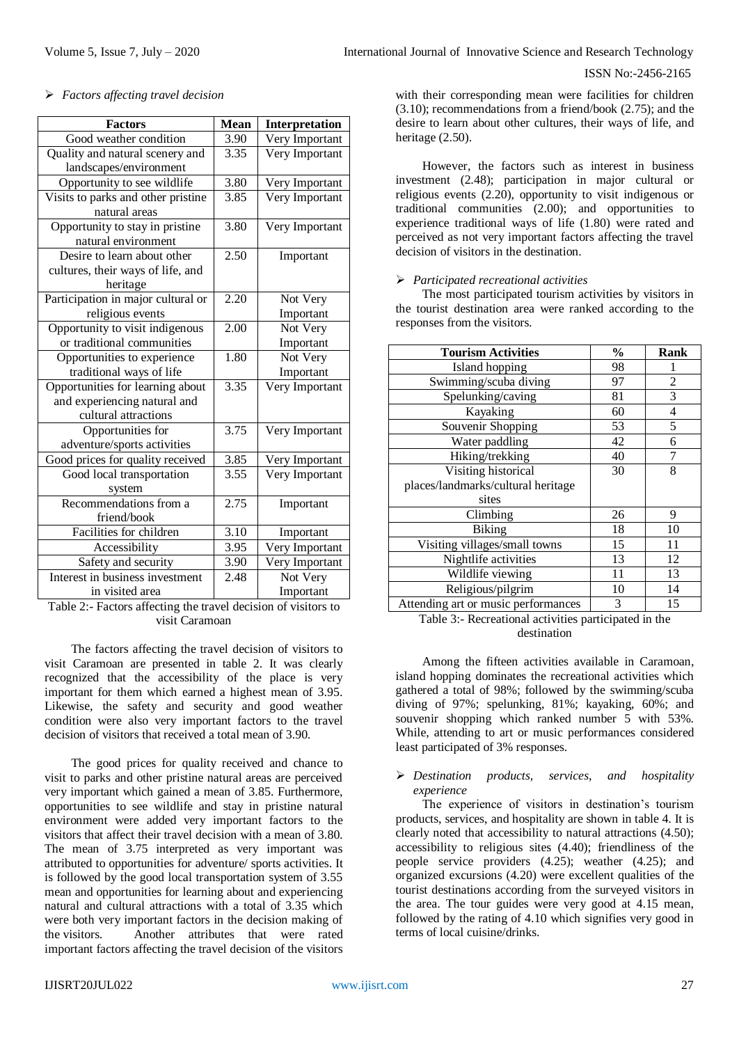## ➢ *Factors affecting travel decision*

| Factors | Mean | Interpretation |
|---|---|---|
| Good weather condition | 3.90 | Very Important |
| Quality and natural scenery and landscapes/environment | 3.35 | Very Important |
| Opportunity to see wildlife | 3.80 | Very Important |
| Visits to parks and other pristine natural areas | 3.85 | Very Important |
| Opportunity to stay in pristine natural environment | 3.80 | Very Important |
| Desire to learn about other cultures, their ways of life, and heritage | 2.50 | Important |
| Participation in major cultural or religious events | 2.20 | Not Very Important |
| Opportunity to visit indigenous or traditional communities | 2.00 | Not Very Important |
| Opportunities to experience traditional ways of life | 1.80 | Not Very Important |
| Opportunities for learning about and experiencing natural and cultural attractions | 3.35 | Very Important |
| Opportunities for adventure/sports activities | 3.75 | Very Important |
| Good prices for quality received | 3.85 | Very Important |
| Good local transportation system | 3.55 | Very Important |
| Recommendations from a friend/book | 2.75 | Important |
| Facilities for children | 3.10 | Important |
| Accessibility | 3.95 | Very Important |
| Safety and security | 3.90 | Very Important |
| Interest in business investment in visited area | 2.48 | Not Very Important |

Table 2:- Factors affecting the travel decision of visitors to visit Caramoan

The factors affecting the travel decision of visitors to visit Caramoan are presented in table 2. It was clearly recognized that the accessibility of the place is very important for them which earned a highest mean of 3.95. Likewise, the safety and security and good weather condition were also very important factors to the travel decision of visitors that received a total mean of 3.90.

The good prices for quality received and chance to visit to parks and other pristine natural areas are perceived very important which gained a mean of 3.85. Furthermore, opportunities to see wildlife and stay in pristine natural environment were added very important factors to the visitors that affect their travel decision with a mean of 3.80. The mean of 3.75 interpreted as very important was attributed to opportunities for adventure/ sports activities. It is followed by the good local transportation system of 3.55 mean and opportunities for learning about and experiencing natural and cultural attractions with a total of 3.35 which were both very important factors in the decision making of the visitors. Another attributes that were rated important factors affecting the travel decision of the visitors with their corresponding mean were facilities for children (3.10); recommendations from a friend/book (2.75); and the desire to learn about other cultures, their ways of life, and heritage (2.50).

However, the factors such as interest in business investment (2.48); participation in major cultural or religious events (2.20), opportunity to visit indigenous or traditional communities (2.00); and opportunities to experience traditional ways of life (1.80) were rated and perceived as not very important factors affecting the travel decision of visitors in the destination.

## ➢ *Participated recreational activities*

The most participated tourism activities by visitors in the tourist destination area were ranked according to the responses from the visitors.

| Tourism Activities | % | Rank |
|---|---|---|
| Island hopping | 98 | 1 |
| Swimming/scuba diving | 97 | 2 |
| Spelunking/caving | 81 | 3 |
| Kayaking | 60 | 4 |
| Souvenir Shopping | 53 | 5 |
| Water paddling | 42 | 6 |
| Hiking/trekking | 40 | 7 |
| Visiting historical places/landmarks/cultural heritage sites | 30 | 8 |
| Climbing | 26 | 9 |
| Biking | 18 | 10 |
| Visiting villages/small towns | 15 | 11 |
| Nightlife activities | 13 | 12 |
| Wildlife viewing | 11 | 13 |
| Religious/pilgrim | 10 | 14 |
| Attending art or music performances | 3 | 15 |

Table 3:- Recreational activities participated in the destination

Among the fifteen activities available in Caramoan, island hopping dominates the recreational activities which gathered a total of 98%; followed by the swimming/scuba diving of 97%; spelunking, 81%; kayaking, 60%; and souvenir shopping which ranked number 5 with 53%. While, attending to art or music performances considered least participated of 3% responses.

## ➢ *Destination products, services, and hospitality experience*

The experience of visitors in destination's tourism products, services, and hospitality are shown in table 4. It is clearly noted that accessibility to natural attractions (4.50); accessibility to religious sites (4.40); friendliness of the people service providers (4.25); weather (4.25); and organized excursions (4.20) were excellent qualities of the tourist destinations according from the surveyed visitors in the area. The tour guides were very good at 4.15 mean, followed by the rating of 4.10 which signifies very good in terms of local cuisine/drinks.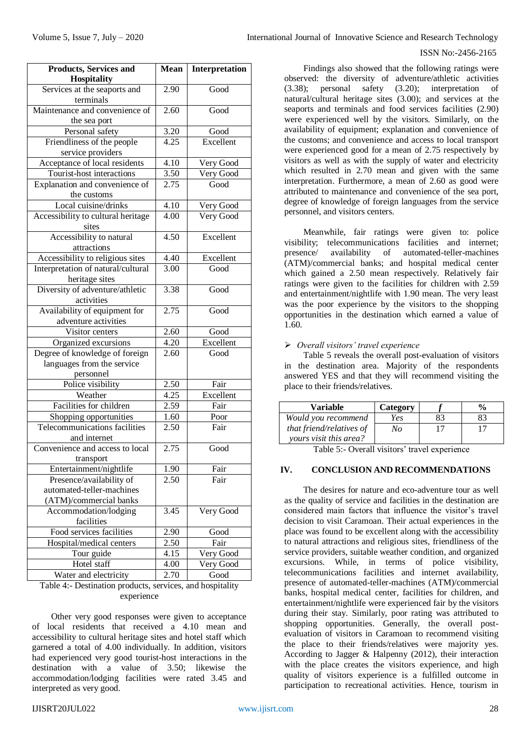| Products, Services and Hospitality | Mean | Interpretation |
|---|---|---|
| Services at the seaports and terminals | 2.90 | Good |
| Maintenance and convenience of the sea port | 2.60 | Good |
| Personal safety | 3.20 | Good |
| Friendliness of the people service providers | 4.25 | Excellent |
| Acceptance of local residents | 4.10 | Very Good |
| Tourist-host interactions | 3.50 | Very Good |
| Explanation and convenience of the customs | 2.75 | Good |
| Local cuisine/drinks | 4.10 | Very Good |
| Accessibility to cultural heritage sites | 4.00 | Very Good |
| Accessibility to natural attractions | 4.50 | Excellent |
| Accessibility to religious sites | 4.40 | Excellent |
| Interpretation of natural/cultural heritage sites | 3.00 | Good |
| Diversity of adventure/athletic activities | 3.38 | Good |
| Availability of equipment for adventure activities | 2.75 | Good |
| Visitor centers | 2.60 | Good |
| Organized excursions | 4.20 | Excellent |
| Degree of knowledge of foreign languages from the service personnel | 2.60 | Good |
| Police visibility | 2.50 | Fair |
| Weather | 4.25 | Excellent |
| Facilities for children | 2.59 | Fair |
| Shopping opportunities | 1.60 | Poor |
| Telecommunications facilities and internet | 2.50 | Fair |
| Convenience and access to local transport | 2.75 | Good |
| Entertainment/nightlife | 1.90 | Fair |
| Presence/availability of automated-teller-machines (ATM)/commercial banks | 2.50 | Fair |
| Accommodation/lodging facilities | 3.45 | Very Good |
| Food services facilities | 2.90 | Good |
| Hospital/medical centers | 2.50 | Fair |
| Tour guide | 4.15 | Very Good |
| Hotel staff | 4.00 | Very Good |
| Water and electricity | 2.70 | Good |

Table 4:- Destination products, services, and hospitality experience

Other very good responses were given to acceptance of local residents that received a 4.10 mean and accessibility to cultural heritage sites and hotel staff which garnered a total of 4.00 individually. In addition, visitors had experienced very good tourist-host interactions in the destination with a value of 3.50; likewise the accommodation/lodging facilities were rated 3.45 and interpreted as very good.

Findings also showed that the following ratings were observed: the diversity of adventure/athletic activities (3.38); personal safety (3.20); interpretation of natural/cultural heritage sites (3.00); and services at the seaports and terminals and food services facilities (2.90) were experienced well by the visitors. Similarly, on the availability of equipment; explanation and convenience of the customs; and convenience and access to local transport were experienced good for a mean of 2.75 respectively by visitors as well as with the supply of water and electricity which resulted in 2.70 mean and given with the same interpretation. Furthermore, a mean of 2.60 as good were attributed to maintenance and convenience of the sea port, degree of knowledge of foreign languages from the service personnel, and visitors centers.

Meanwhile, fair ratings were given to: police visibility; telecommunications facilities and internet; presence/ availability of automated-teller-machines (ATM)/commercial banks; and hospital medical center which gained a 2.50 mean respectively. Relatively fair ratings were given to the facilities for children with 2.59 and entertainment/nightlife with 1.90 mean. The very least was the poor experience by the visitors to the shopping opportunities in the destination which earned a value of 1.60.

- *Overall visitors' travel experience*

Table 5 reveals the overall post-evaluation of visitors in the destination area. Majority of the respondents answered YES and that they will recommend visiting the place to their friends/relatives.

| Variable | Category | *f* | % |
|---|---|---|---|
| *Would you recommend that friend/relatives of yours visit this area?* | *Yes* | 83 | 83 |
| | *No* | 17 | 17 |

Table 5:- Overall visitors' travel experience

## IV. CONCLUSION AND RECOMMENDATIONS

The desires for nature and eco-adventure tour as well as the quality of service and facilities in the destination are considered main factors that influence the visitor's travel decision to visit Caramoan. Their actual experiences in the place was found to be excellent along with the accessibility to natural attractions and religious sites, friendliness of the service providers, suitable weather condition, and organized excursions. While, in terms of police visibility, telecommunications facilities and internet availability, presence of automated-teller-machines (ATM)/commercial banks, hospital medical center, facilities for children, and entertainment/nightlife were experienced fair by the visitors during their stay. Similarly, poor rating was attributed to shopping opportunities. Generally, the overall post-evaluation of visitors in Caramoan to recommend visiting the place to their friends/relatives were majority yes. According to Jagger & Halpenny (2012), their interaction with the place creates the visitors experience, and high quality of visitors experience is a fulfilled outcome in participation to recreational activities. Hence, tourism in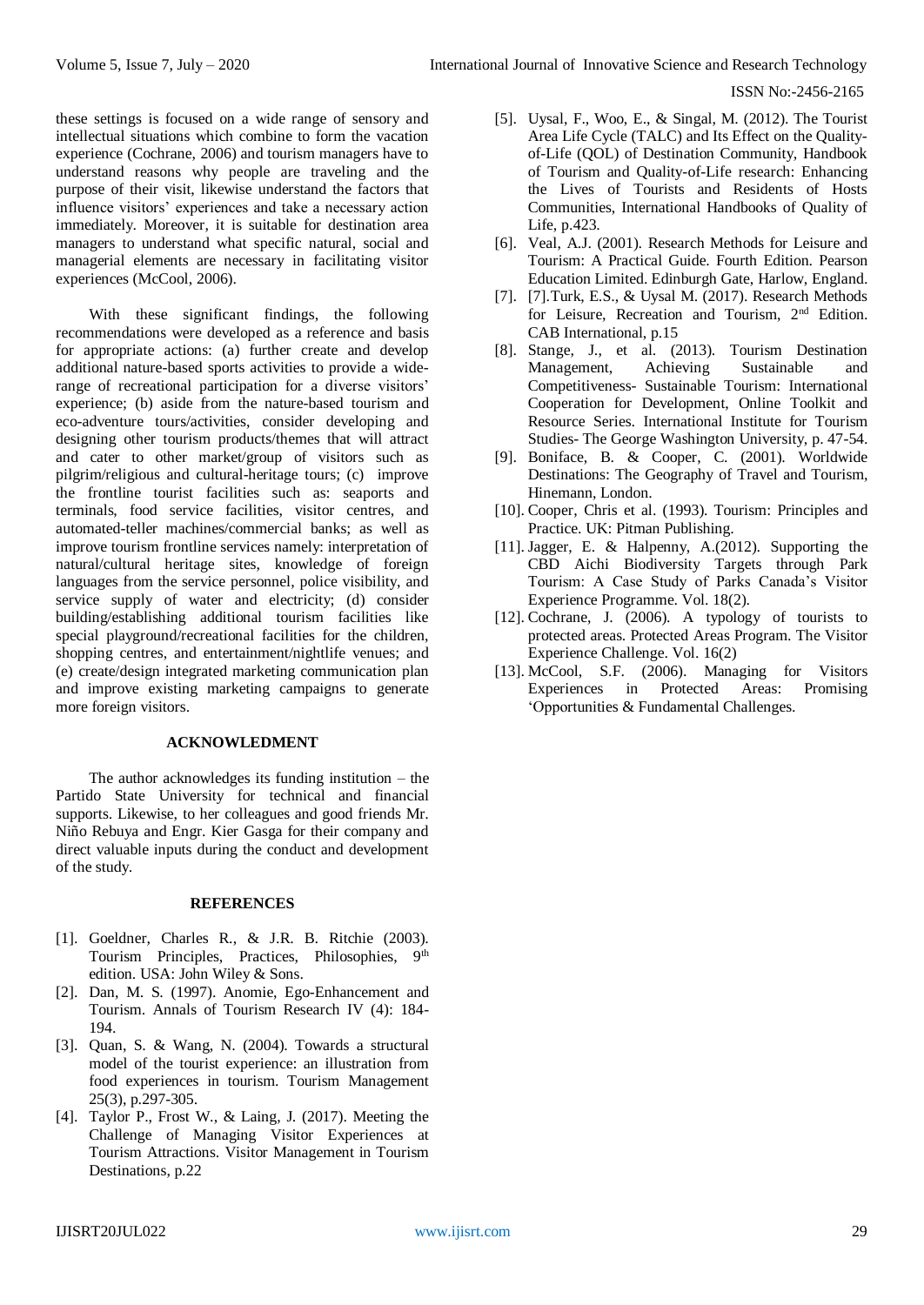these settings is focused on a wide range of sensory and intellectual situations which combine to form the vacation experience (Cochrane, 2006) and tourism managers have to understand reasons why people are traveling and the purpose of their visit, likewise understand the factors that influence visitors' experiences and take a necessary action immediately. Moreover, it is suitable for destination area managers to understand what specific natural, social and managerial elements are necessary in facilitating visitor experiences (McCool, 2006).

With these significant findings, the following recommendations were developed as a reference and basis for appropriate actions: (a) further create and develop additional nature-based sports activities to provide a wide-range of recreational participation for a diverse visitors' experience; (b) aside from the nature-based tourism and eco-adventure tours/activities, consider developing and designing other tourism products/themes that will attract and cater to other market/group of visitors such as pilgrim/religious and cultural-heritage tours; (c) improve the frontline tourist facilities such as: seaports and terminals, food service facilities, visitor centres, and automated-teller machines/commercial banks; as well as improve tourism frontline services namely: interpretation of natural/cultural heritage sites, knowledge of foreign languages from the service personnel, police visibility, and service supply of water and electricity; (d) consider building/establishing additional tourism facilities like special playground/recreational facilities for the children, shopping centres, and entertainment/nightlife venues; and (e) create/design integrated marketing communication plan and improve existing marketing campaigns to generate more foreign visitors.

## ACKNOWLEDMENT

The author acknowledges its funding institution – the Partido State University for technical and financial supports. Likewise, to her colleagues and good friends Mr. Niño Rebuya and Engr. Kier Gasga for their company and direct valuable inputs during the conduct and development of the study.

## REFERENCES

- [1]. Goeldner, Charles R., & J.R. B. Ritchie (2003). Tourism Principles, Practices, Philosophies, 9th edition. USA: John Wiley & Sons.
- [2]. Dan, M. S. (1997). Anomie, Ego-Enhancement and Tourism. Annals of Tourism Research IV (4): 184-194.
- [3]. Quan, S. & Wang, N. (2004). Towards a structural model of the tourist experience: an illustration from food experiences in tourism. Tourism Management 25(3), p.297-305.
- [4]. Taylor P., Frost W., & Laing, J. (2017). Meeting the Challenge of Managing Visitor Experiences at Tourism Attractions. Visitor Management in Tourism Destinations, p.22
- [5]. Uysal, F., Woo, E., & Singal, M. (2012). The Tourist Area Life Cycle (TALC) and Its Effect on the Quality-of-Life (QOL) of Destination Community, Handbook of Tourism and Quality-of-Life research: Enhancing the Lives of Tourists and Residents of Hosts Communities, International Handbooks of Quality of Life, p.423.
- [6]. Veal, A.J. (2001). Research Methods for Leisure and Tourism: A Practical Guide. Fourth Edition. Pearson Education Limited. Edinburgh Gate, Harlow, England.
- [7]. [7].Turk, E.S., & Uysal M. (2017). Research Methods for Leisure, Recreation and Tourism, 2nd Edition. CAB International, p.15
- [8]. Stange, J., et al. (2013). Tourism Destination Management, Achieving Sustainable and Competitiveness- Sustainable Tourism: International Cooperation for Development, Online Toolkit and Resource Series. International Institute for Tourism Studies- The George Washington University, p. 47-54.
- [9]. Boniface, B. & Cooper, C. (2001). Worldwide Destinations: The Geography of Travel and Tourism, Hinemann, London.
- [10]. Cooper, Chris et al. (1993). Tourism: Principles and Practice. UK: Pitman Publishing.
- [11]. Jagger, E. & Halpenny, A.(2012). Supporting the CBD Aichi Biodiversity Targets through Park Tourism: A Case Study of Parks Canada's Visitor Experience Programme. Vol. 18(2).
- [12]. Cochrane, J. (2006). A typology of tourists to protected areas. Protected Areas Program. The Visitor Experience Challenge. Vol. 16(2)
- [13]. McCool, S.F. (2006). Managing for Visitors Experiences in Protected Areas: Promising 'Opportunities & Fundamental Challenges.